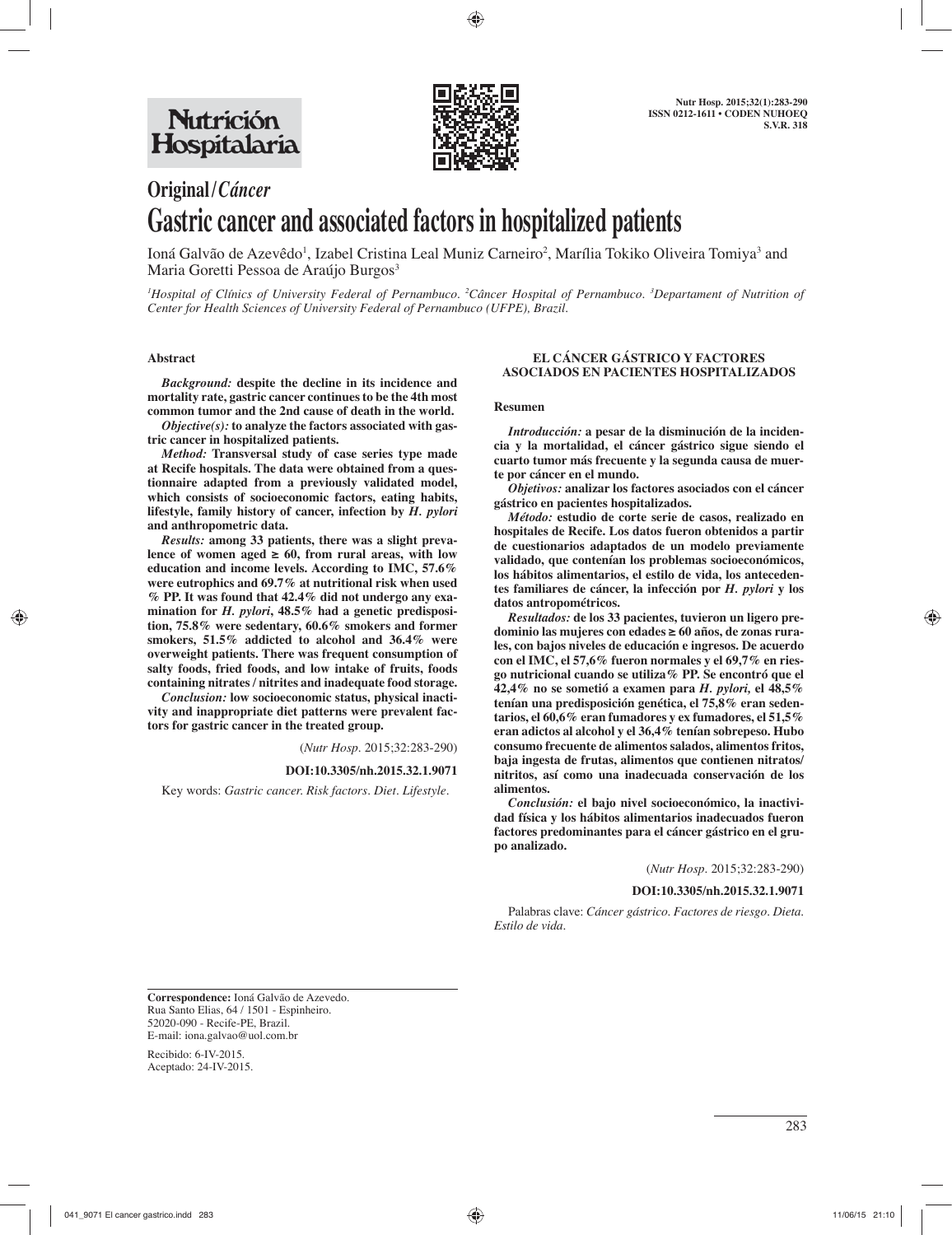# Original / *Cáncer*

# Gastric cancer and associated factors in hospitalized patients

Ioná Galvão de Azevêdo[1], Izabel Cristina Leal Muniz Carneiro[2], Marília Tokiko Oliveira Tomiya[3] and Maria Goretti Pessoa de Araújo Burgos[3]

*[1]Hospital of Clínics of University Federal of Pernambuco. [2]Câncer Hospital of Pernambuco. [3]Departament of Nutrition of Center for Health Sciences of University Federal of Pernambuco (UFPE), Brazil.*

## Abstract

***Background:*** **despite the decline in its incidence and mortality rate, gastric cancer continues to be the 4th most common tumor and the 2nd cause of death in the world.**

***Objective(s):*** **to analyze the factors associated with gastric cancer in hospitalized patients.**

***Method:*** **Transversal study of case series type made at Recife hospitals. The data were obtained from a questionnaire adapted from a previously validated model, which consists of socioeconomic factors, eating habits, lifestyle, family history of cancer, infection by *H. pylori* and anthropometric data.**

***Results:*** **among 33 patients, there was a slight prevalence of women aged ≥ 60, from rural areas, with low education and income levels. According to IMC, 57.6% were eutrophics and 69.7% at nutritional risk when used % PP. It was found that 42.4% did not undergo any examination for *H. pylori*, 48.5% had a genetic predisposition, 75.8% were sedentary, 60.6% smokers and former smokers, 51.5% addicted to alcohol and 36.4% were overweight patients. There was frequent consumption of salty foods, fried foods, and low intake of fruits, foods containing nitrates / nitrites and inadequate food storage.**

***Conclusion:*** **low socioeconomic status, physical inactivity and inappropriate diet patterns were prevalent factors for gastric cancer in the treated group.**

(*Nutr Hosp.* 2015;32:283-290)

**DOI:10.3305/nh.2015.32.1.9071**

Key words: *Gastric cancer. Risk factors. Diet. Lifestyle.*

## EL CÁNCER GÁSTRICO Y FACTORES ASOCIADOS EN PACIENTES HOSPITALIZADOS

### Resumen

***Introducción:*** **a pesar de la disminución de la incidencia y la mortalidad, el cáncer gástrico sigue siendo el cuarto tumor más frecuente y la segunda causa de muerte por cáncer en el mundo.**

***Objetivos:*** **analizar los factores asociados con el cáncer gástrico en pacientes hospitalizados.**

***Método:*** **estudio de corte serie de casos, realizado en hospitales de Recife. Los datos fueron obtenidos a partir de cuestionarios adaptados de un modelo previamente validado, que contenían los problemas socioeconómicos, los hábitos alimentarios, el estilo de vida, los antecedentes familiares de cáncer, la infección por *H. pylori* y los datos antropométricos.**

***Resultados:*** **de los 33 pacientes, tuvieron un ligero predominio las mujeres con edades ≥ 60 años, de zonas rurales, con bajos niveles de educación e ingresos. De acuerdo con el IMC, el 57,6% fueron normales y el 69,7% en riesgo nutricional cuando se utiliza% PP. Se encontró que el 42,4% no se sometió a examen para *H. pylori,* el 48,5% tenían una predisposición genética, el 75,8% eran sedentarios, el 60,6% eran fumadores y ex fumadores, el 51,5% eran adictos al alcohol y el 36,4% tenían sobrepeso. Hubo consumo frecuente de alimentos salados, alimentos fritos, baja ingesta de frutas, alimentos que contienen nitratos/ nitritos, así como una inadecuada conservación de los alimentos.**

***Conclusión:*** **el bajo nivel socioeconómico, la inactividad física y los hábitos alimentarios inadecuados fueron factores predominantes para el cáncer gástrico en el grupo analizado.**

(*Nutr Hosp.* 2015;32:283-290)

**DOI:10.3305/nh.2015.32.1.9071**

Palabras clave: *Cáncer gástrico. Factores de riesgo. Dieta. Estilo de vida.*

**Correspondence:** Ioná Galvão de Azevedo.
Rua Santo Elias, 64 / 1501 - Espinheiro.
52020-090 - Recife-PE, Brazil.
E-mail: iona.galvao@uol.com.br

Recibido: 6-IV-2015.
Aceptado: 24-IV-2015.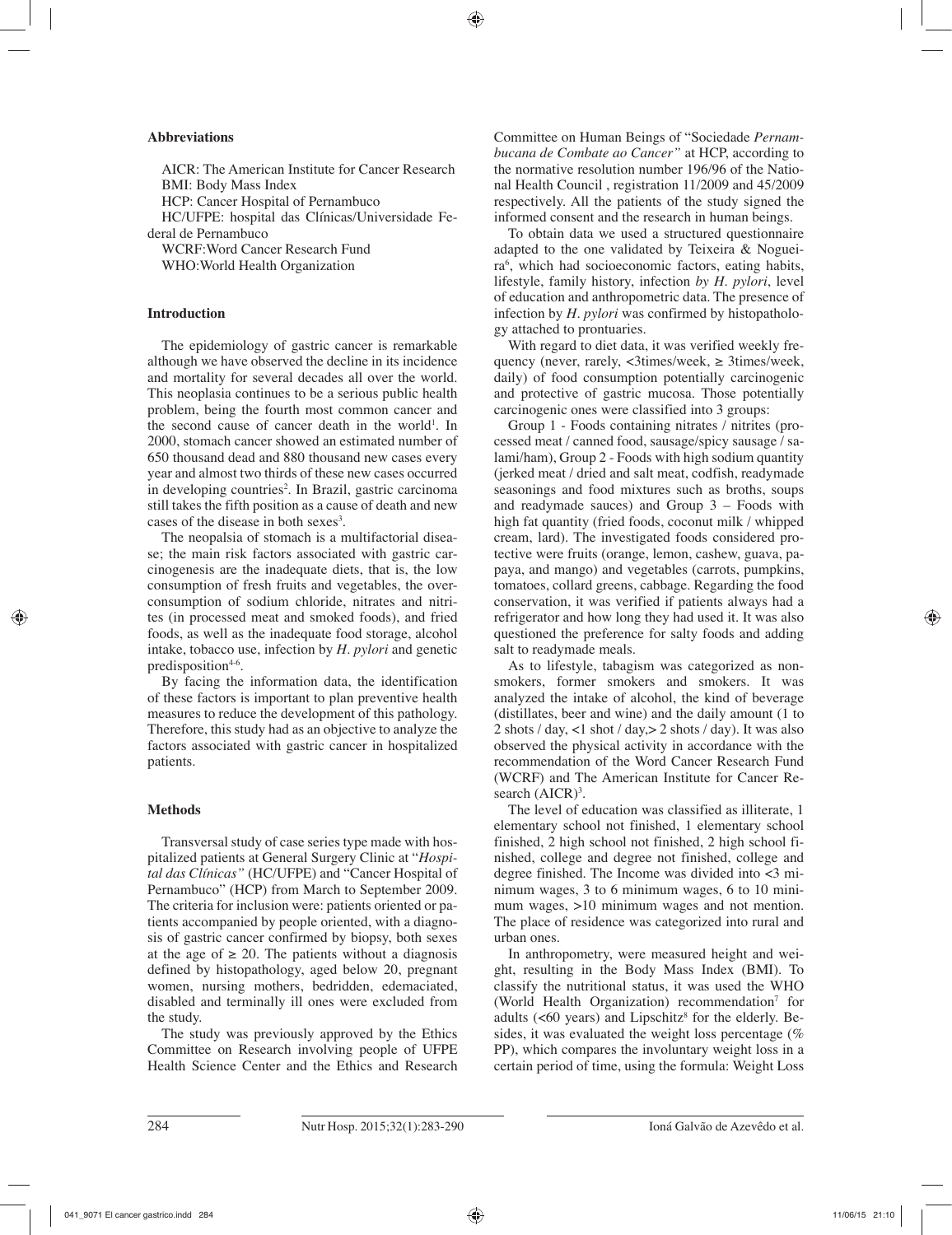### Abbreviations

AICR: The American Institute for Cancer Research
BMI: Body Mass Index
HCP: Cancer Hospital of Pernambuco
HC/UFPE: hospital das Clínicas/Universidade Federal de Pernambuco
WCRF:Word Cancer Research Fund
WHO:World Health Organization

### Introduction

The epidemiology of gastric cancer is remarkable although we have observed the decline in its incidence and mortality for several decades all over the world. This neoplasia continues to be a serious public health problem, being the fourth most common cancer and the second cause of cancer death in the world[1]. In 2000, stomach cancer showed an estimated number of 650 thousand dead and 880 thousand new cases every year and almost two thirds of these new cases occurred in developing countries[2]. In Brazil, gastric carcinoma still takes the fifth position as a cause of death and new cases of the disease in both sexes[3].

The neopalsia of stomach is a multifactorial disease; the main risk factors associated with gastric carcinogenesis are the inadequate diets, that is, the low consumption of fresh fruits and vegetables, the overconsumption of sodium chloride, nitrates and nitrites (in processed meat and smoked foods), and fried foods, as well as the inadequate food storage, alcohol intake, tobacco use, infection by *H. pylori* and genetic predisposition[4-6].

By facing the information data, the identification of these factors is important to plan preventive health measures to reduce the development of this pathology. Therefore, this study had as an objective to analyze the factors associated with gastric cancer in hospitalized patients.

### Methods

Transversal study of case series type made with hospitalized patients at General Surgery Clinic at "*Hospital das Clínicas"* (HC/UFPE) and "Cancer Hospital of Pernambuco" (HCP) from March to September 2009. The criteria for inclusion were: patients oriented or patients accompanied by people oriented, with a diagnosis of gastric cancer confirmed by biopsy, both sexes at the age of ≥ 20. The patients without a diagnosis defined by histopathology, aged below 20, pregnant women, nursing mothers, bedridden, edemaciated, disabled and terminally ill ones were excluded from the study.

The study was previously approved by the Ethics Committee on Research involving people of UFPE Health Science Center and the Ethics and Research Committee on Human Beings of "Sociedade *Pernambucana de Combate ao Cancer"* at HCP, according to the normative resolution number 196/96 of the National Health Council , registration 11/2009 and 45/2009 respectively. All the patients of the study signed the informed consent and the research in human beings.

To obtain data we used a structured questionnaire adapted to the one validated by Teixeira & Nogueira[6], which had socioeconomic factors, eating habits, lifestyle, family history, infection *by H. pylori*, level of education and anthropometric data. The presence of infection by *H. pylori* was confirmed by histopathology attached to prontuaries.

With regard to diet data, it was verified weekly frequency (never, rarely, <3times/week, ≥ 3times/week, daily) of food consumption potentially carcinogenic and protective of gastric mucosa. Those potentially carcinogenic ones were classified into 3 groups:

Group 1 - Foods containing nitrates / nitrites (processed meat / canned food, sausage/spicy sausage / salami/ham), Group 2 - Foods with high sodium quantity (jerked meat / dried and salt meat, codfish, readymade seasonings and food mixtures such as broths, soups and readymade sauces) and Group 3 – Foods with high fat quantity (fried foods, coconut milk / whipped cream, lard). The investigated foods considered protective were fruits (orange, lemon, cashew, guava, papaya, and mango) and vegetables (carrots, pumpkins, tomatoes, collard greens, cabbage. Regarding the food conservation, it was verified if patients always had a refrigerator and how long they had used it. It was also questioned the preference for salty foods and adding salt to readymade meals.

As to lifestyle, tabagism was categorized as nonsmokers, former smokers and smokers. It was analyzed the intake of alcohol, the kind of beverage (distillates, beer and wine) and the daily amount (1 to 2 shots / day, <1 shot / day,> 2 shots / day). It was also observed the physical activity in accordance with the recommendation of the Word Cancer Research Fund (WCRF) and The American Institute for Cancer Research (AICR)[3].

The level of education was classified as illiterate, 1 elementary school not finished, 1 elementary school finished, 2 high school not finished, 2 high school finished, college and degree not finished, college and degree finished. The Income was divided into <3 minimum wages, 3 to 6 minimum wages, 6 to 10 minimum wages, >10 minimum wages and not mention. The place of residence was categorized into rural and urban ones.

In anthropometry, were measured height and weight, resulting in the Body Mass Index (BMI). To classify the nutritional status, it was used the WHO (World Health Organization) recommendation[7] for adults (<60 years) and Lipschitz[8] for the elderly. Besides, it was evaluated the weight loss percentage (% PP), which compares the involuntary weight loss in a certain period of time, using the formula: Weight Loss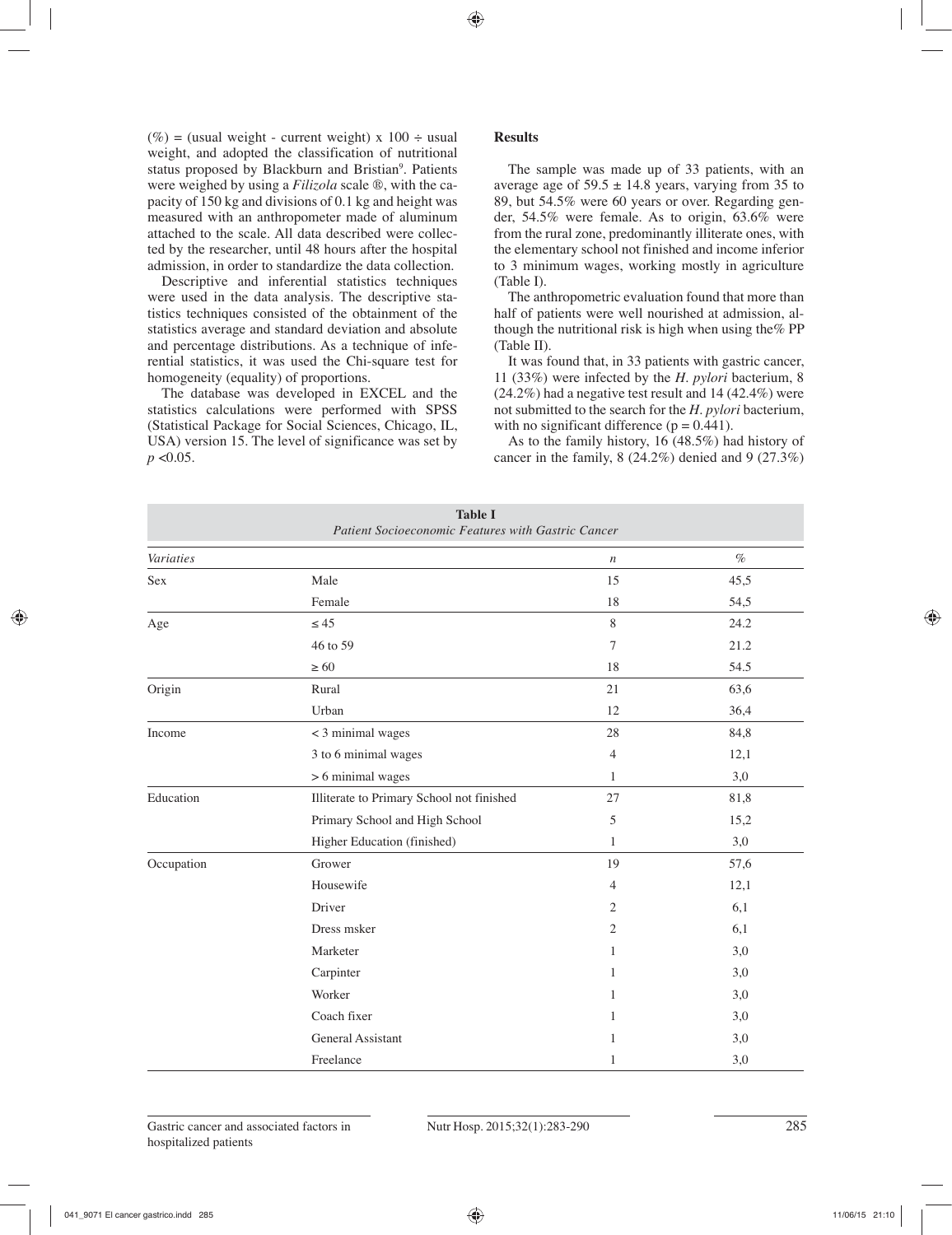(%) = (usual weight - current weight) x 100 ÷ usual weight, and adopted the classification of nutritional status proposed by Blackburn and Bristian[9]. Patients were weighed by using a *Filizola* scale ®, with the capacity of 150 kg and divisions of 0.1 kg and height was measured with an anthropometer made of aluminum attached to the scale. All data described were collected by the researcher, until 48 hours after the hospital admission, in order to standardize the data collection.

Descriptive and inferential statistics techniques were used in the data analysis. The descriptive statistics techniques consisted of the obtainment of the statistics average and standard deviation and absolute and percentage distributions. As a technique of inferential statistics, it was used the Chi-square test for homogeneity (equality) of proportions.

The database was developed in EXCEL and the statistics calculations were performed with SPSS (Statistical Package for Social Sciences, Chicago, IL, USA) version 15. The level of significance was set by $p < 0.05$.

## Results

The sample was made up of 33 patients, with an average age of 59.5 ± 14.8 years, varying from 35 to 89, but 54.5% were 60 years or over. Regarding gender, 54.5% were female. As to origin, 63.6% were from the rural zone, predominantly illiterate ones, with the elementary school not finished and income inferior to 3 minimum wages, working mostly in agriculture (Table I).

The anthropometric evaluation found that more than half of patients were well nourished at admission, although the nutritional risk is high when using the% PP (Table II).

It was found that, in 33 patients with gastric cancer, 11 (33%) were infected by the *H. pylori* bacterium, 8 (24.2%) had a negative test result and 14 (42.4%) were not submitted to the search for the *H. pylori* bacterium, with no significant difference ($p = 0.441$).

As to the family history, 16 (48.5%) had history of cancer in the family, 8 (24.2%) denied and 9 (27.3%)

**Table I**
*Patient Socioeconomic Features with Gastric Cancer*

| *Variaties* | | *n* | *%* |
|---|---|---|---|
| Sex | Male | 15 | 45,5 |
| | Female | 18 | 54,5 |
| Age | ≤ 45 | 8 | 24.2 |
| | 46 to 59 | 7 | 21.2 |
| | ≥ 60 | 18 | 54.5 |
| Origin | Rural | 21 | 63,6 |
| | Urban | 12 | 36,4 |
| Income | < 3 minimal wages | 28 | 84,8 |
| | 3 to 6 minimal wages | 4 | 12,1 |
| | > 6 minimal wages | 1 | 3,0 |
| Education | Illiterate to Primary School not finished | 27 | 81,8 |
| | Primary School and High School | 5 | 15,2 |
| | Higher Education (finished) | 1 | 3,0 |
| Occupation | Grower | 19 | 57,6 |
| | Housewife | 4 | 12,1 |
| | Driver | 2 | 6,1 |
| | Dress msker | 2 | 6,1 |
| | Marketer | 1 | 3,0 |
| | Carpinter | 1 | 3,0 |
| | Worker | 1 | 3,0 |
| | Coach fixer | 1 | 3,0 |
| | General Assistant | 1 | 3,0 |
| | Freelance | 1 | 3,0 |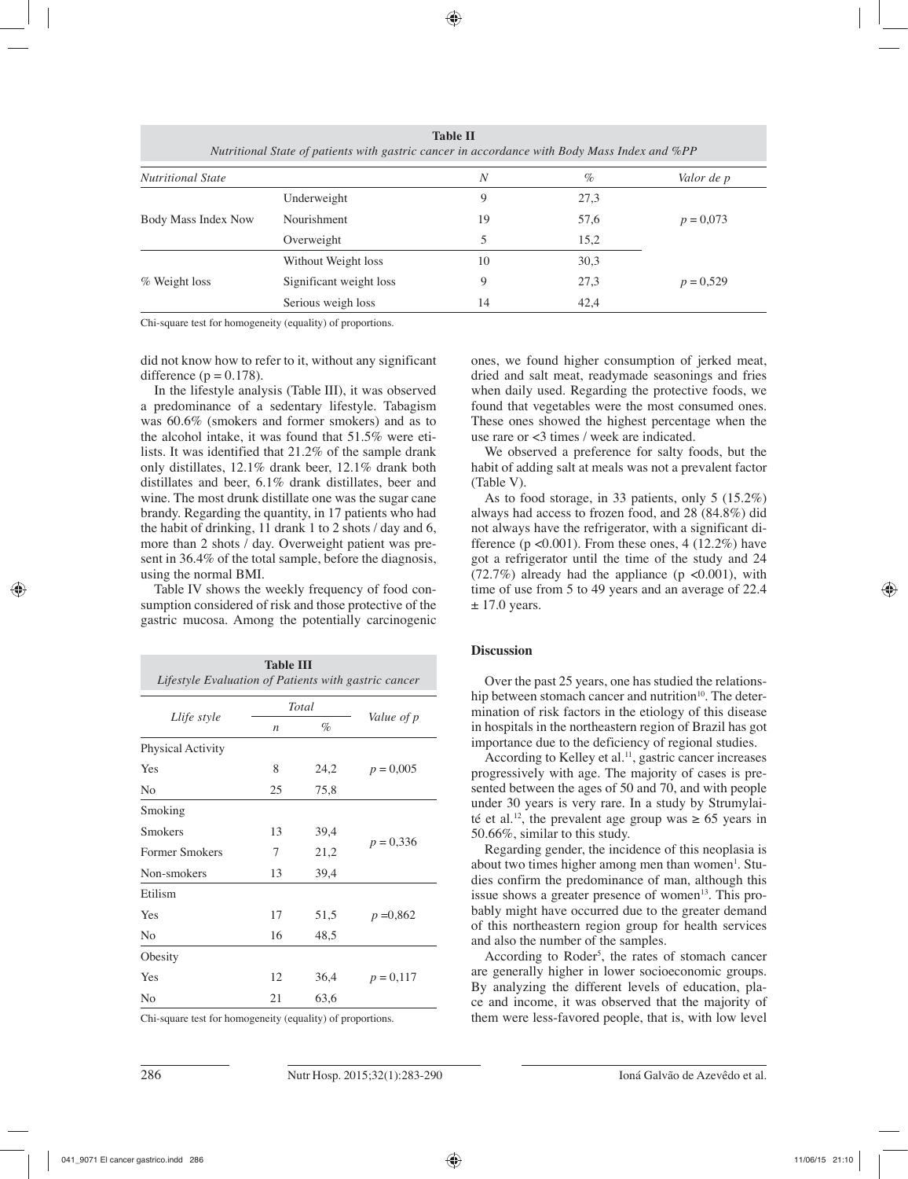**Table II**
*Nutritional State of patients with gastric cancer in accordance with Body Mass Index and %PP*

| *Nutritional State* | | *N* | *%* | *Valor de p* |
|---|---|---|---|---|
| Body Mass Index Now | Underweight | 9 | 27,3 | *p* = 0,073 |
| | Nourishment | 19 | 57,6 | |
| | Overweight | 5 | 15,2 | |
| % Weight loss | Without Weight loss | 10 | 30,3 | *p* = 0,529 |
| | Significant weight loss | 9 | 27,3 | |
| | Serious weigh loss | 14 | 42,4 | |

Chi-square test for homogeneity (equality) of proportions.

did not know how to refer to it, without any significant difference (p = 0.178).

In the lifestyle analysis (Table III), it was observed a predominance of a sedentary lifestyle. Tabagism was 60.6% (smokers and former smokers) and as to the alcohol intake, it was found that 51.5% were etilists. It was identified that 21.2% of the sample drank only distillates, 12.1% drank beer, 12.1% drank both distillates and beer, 6.1% drank distillates, beer and wine. The most drunk distillate one was the sugar cane brandy. Regarding the quantity, in 17 patients who had the habit of drinking, 11 drank 1 to 2 shots / day and 6, more than 2 shots / day. Overweight patient was present in 36.4% of the total sample, before the diagnosis, using the normal BMI.

Table IV shows the weekly frequency of food consumption considered of risk and those protective of the gastric mucosa. Among the potentially carcinogenic ones, we found higher consumption of jerked meat, dried and salt meat, readymade seasonings and fries when daily used. Regarding the protective foods, we found that vegetables were the most consumed ones. These ones showed the highest percentage when the use rare or <3 times / week are indicated.

We observed a preference for salty foods, but the habit of adding salt at meals was not a prevalent factor (Table V).

As to food storage, in 33 patients, only 5 (15.2%) always had access to frozen food, and 28 (84.8%) did not always have the refrigerator, with a significant difference (p <0.001). From these ones, 4 (12.2%) have got a refrigerator until the time of the study and 24 (72.7%) already had the appliance (p <0.001), with time of use from 5 to 49 years and an average of 22.4 ± 17.0 years.

**Table III**
*Lifestyle Evaluation of Patients with gastric cancer*

| *Llife style* | *Total* | | *Value of p* |
|---|---|---|---|
| | *n* | *%* | |
| Physical Activity | | | |
| Yes | 8 | 24,2 | *p* = 0,005 |
| No | 25 | 75,8 | |
| Smoking | | | |
| Smokers | 13 | 39,4 | *p* = 0,336 |
| Former Smokers | 7 | 21,2 | |
| Non-smokers | 13 | 39,4 | |
| Etilism | | | |
| Yes | 17 | 51,5 | *p* =0,862 |
| No | 16 | 48,5 | |
| Obesity | | | |
| Yes | 12 | 36,4 | *p* = 0,117 |
| No | 21 | 63,6 | |

Chi-square test for homogeneity (equality) of proportions.

## Discussion

Over the past 25 years, one has studied the relationship between stomach cancer and nutrition[10]. The determination of risk factors in the etiology of this disease in hospitals in the northeastern region of Brazil has got importance due to the deficiency of regional studies.

According to Kelley et al.[11], gastric cancer increases progressively with age. The majority of cases is presented between the ages of 50 and 70, and with people under 30 years is very rare. In a study by Strumylaité et al.[12], the prevalent age group was ≥ 65 years in 50.66%, similar to this study.

Regarding gender, the incidence of this neoplasia is about two times higher among men than women[1]. Studies confirm the predominance of man, although this issue shows a greater presence of women[13]. This probably might have occurred due to the greater demand of this northeastern region group for health services and also the number of the samples.

According to Roder[5], the rates of stomach cancer are generally higher in lower socioeconomic groups. By analyzing the different levels of education, place and income, it was observed that the majority of them were less-favored people, that is, with low level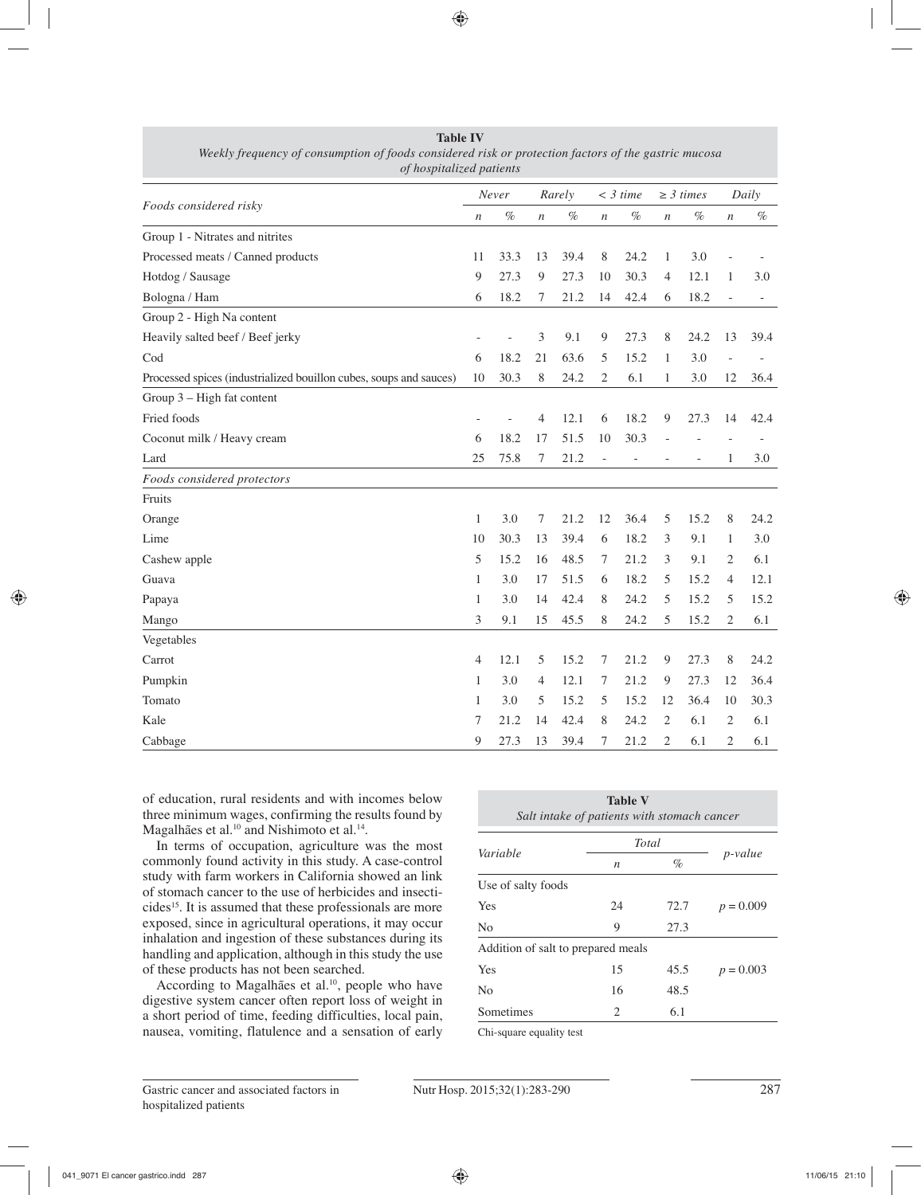**Table IV**
*Weekly frequency of consumption of foods considered risk or protection factors of the gastric mucosa of hospitalized patients*

| *Foods considered risky* | *Never* | | *Rarely* | | *< 3 time* | | *≥ 3 times* | | *Daily* | |
|---|---|---|---|---|---|---|---|---|---|---|
| | *n* | *%* | *n* | *%* | *n* | *%* | *n* | *%* | *n* | *%* |
| Group 1 - Nitrates and nitrites | | | | | | | | | | |
| Processed meats / Canned products | 11 | 33.3 | 13 | 39.4 | 8 | 24.2 | 1 | 3.0 | - | - |
| Hotdog / Sausage | 9 | 27.3 | 9 | 27.3 | 10 | 30.3 | 4 | 12.1 | 1 | 3.0 |
| Bologna / Ham | 6 | 18.2 | 7 | 21.2 | 14 | 42.4 | 6 | 18.2 | - | - |
| Group 2 - High Na content | | | | | | | | | | |
| Heavily salted beef / Beef jerky | - | - | 3 | 9.1 | 9 | 27.3 | 8 | 24.2 | 13 | 39.4 |
| Cod | 6 | 18.2 | 21 | 63.6 | 5 | 15.2 | 1 | 3.0 | - | - |
| Processed spices (industrialized bouillon cubes, soups and sauces) | 10 | 30.3 | 8 | 24.2 | 2 | 6.1 | 1 | 3.0 | 12 | 36.4 |
| Group 3 – High fat content | | | | | | | | | | |
| Fried foods | - | - | 4 | 12.1 | 6 | 18.2 | 9 | 27.3 | 14 | 42.4 |
| Coconut milk / Heavy cream | 6 | 18.2 | 17 | 51.5 | 10 | 30.3 | - | - | - | - |
| Lard | 25 | 75.8 | 7 | 21.2 | - | - | - | - | 1 | 3.0 |
| *Foods considered protectors* | | | | | | | | | | |
| Fruits | | | | | | | | | | |
| Orange | 1 | 3.0 | 7 | 21.2 | 12 | 36.4 | 5 | 15.2 | 8 | 24.2 |
| Lime | 10 | 30.3 | 13 | 39.4 | 6 | 18.2 | 3 | 9.1 | 1 | 3.0 |
| Cashew apple | 5 | 15.2 | 16 | 48.5 | 7 | 21.2 | 3 | 9.1 | 2 | 6.1 |
| Guava | 1 | 3.0 | 17 | 51.5 | 6 | 18.2 | 5 | 15.2 | 4 | 12.1 |
| Papaya | 1 | 3.0 | 14 | 42.4 | 8 | 24.2 | 5 | 15.2 | 5 | 15.2 |
| Mango | 3 | 9.1 | 15 | 45.5 | 8 | 24.2 | 5 | 15.2 | 2 | 6.1 |
| Vegetables | | | | | | | | | | |
| Carrot | 4 | 12.1 | 5 | 15.2 | 7 | 21.2 | 9 | 27.3 | 8 | 24.2 |
| Pumpkin | 1 | 3.0 | 4 | 12.1 | 7 | 21.2 | 9 | 27.3 | 12 | 36.4 |
| Tomato | 1 | 3.0 | 5 | 15.2 | 5 | 15.2 | 12 | 36.4 | 10 | 30.3 |
| Kale | 7 | 21.2 | 14 | 42.4 | 8 | 24.2 | 2 | 6.1 | 2 | 6.1 |
| Cabbage | 9 | 27.3 | 13 | 39.4 | 7 | 21.2 | 2 | 6.1 | 2 | 6.1 |

of education, rural residents and with incomes below three minimum wages, confirming the results found by Magalhães et al.[10] and Nishimoto et al.[14].

In terms of occupation, agriculture was the most commonly found activity in this study. A case-control study with farm workers in California showed an link of stomach cancer to the use of herbicides and insecticides[15]. It is assumed that these professionals are more exposed, since in agricultural operations, it may occur inhalation and ingestion of these substances during its handling and application, although in this study the use of these products has not been searched.

According to Magalhães et al.[10], people who have digestive system cancer often report loss of weight in a short period of time, feeding difficulties, local pain, nausea, vomiting, flatulence and a sensation of early

**Table V**
*Salt intake of patients with stomach cancer*

| *Variable* | *Total* | | *p-value* |
|---|---|---|---|
| | *n* | *%* | |
| Use of salty foods | | | |
| Yes | 24 | 72.7 | $p = 0.009$ |
| No | 9 | 27.3 | |
| Addition of salt to prepared meals | | | |
| Yes | 15 | 45.5 | $p = 0.003$ |
| No | 16 | 48.5 | |
| Sometimes | 2 | 6.1 | |

Chi-square equality test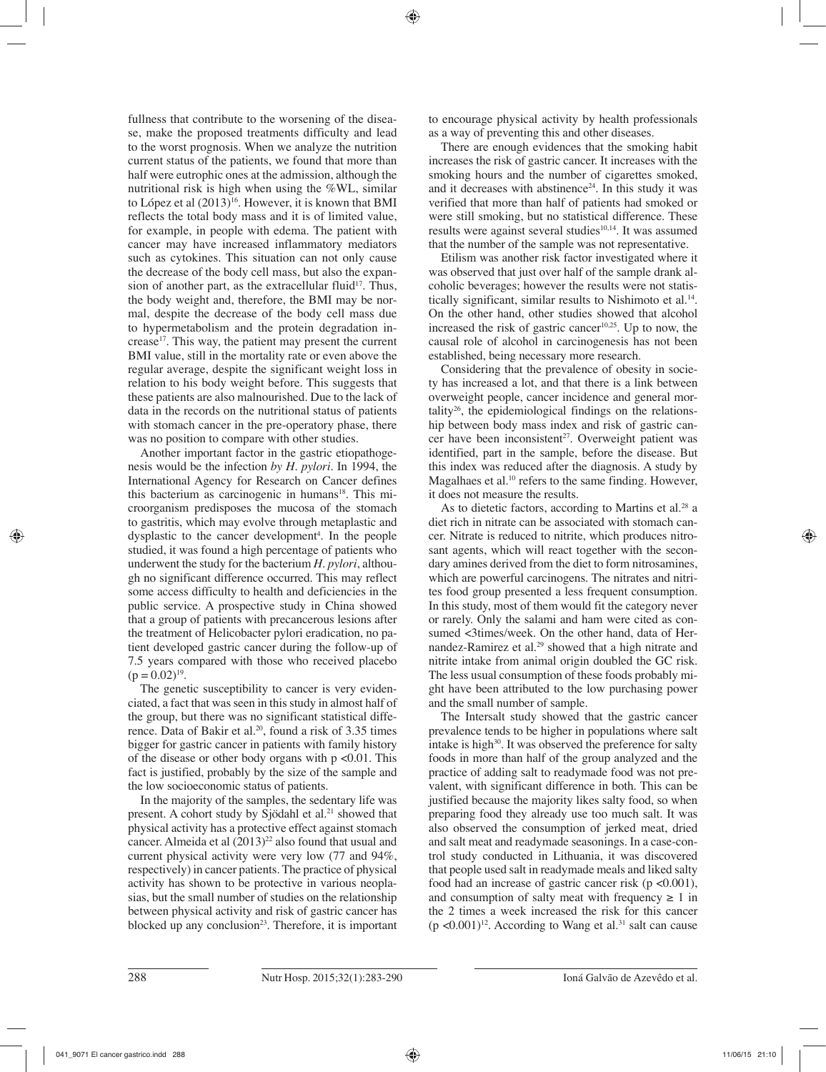fullness that contribute to the worsening of the disease, make the proposed treatments difficulty and lead to the worst prognosis. When we analyze the nutrition current status of the patients, we found that more than half were eutrophic ones at the admission, although the nutritional risk is high when using the %WL, similar to López et al (2013)[16]. However, it is known that BMI reflects the total body mass and it is of limited value, for example, in people with edema. The patient with cancer may have increased inflammatory mediators such as cytokines. This situation can not only cause the decrease of the body cell mass, but also the expansion of another part, as the extracellular fluid[17]. Thus, the body weight and, therefore, the BMI may be normal, despite the decrease of the body cell mass due to hypermetabolism and the protein degradation increase[17]. This way, the patient may present the current BMI value, still in the mortality rate or even above the regular average, despite the significant weight loss in relation to his body weight before. This suggests that these patients are also malnourished. Due to the lack of data in the records on the nutritional status of patients with stomach cancer in the pre-operatory phase, there was no position to compare with other studies.

Another important factor in the gastric etiopathogenesis would be the infection *by H. pylori*. In 1994, the International Agency for Research on Cancer defines this bacterium as carcinogenic in humans[18]. This microorganism predisposes the mucosa of the stomach to gastritis, which may evolve through metaplastic and dysplastic to the cancer development[4]. In the people studied, it was found a high percentage of patients who underwent the study for the bacterium *H. pylori*, although no significant difference occurred. This may reflect some access difficulty to health and deficiencies in the public service. A prospective study in China showed that a group of patients with precancerous lesions after the treatment of Helicobacter pylori eradication, no patient developed gastric cancer during the follow-up of 7.5 years compared with those who received placebo $(p = 0.02)$[19].

The genetic susceptibility to cancer is very evidenciated, a fact that was seen in this study in almost half of the group, but there was no significant statistical difference. Data of Bakir et al.[20], found a risk of 3.35 times bigger for gastric cancer in patients with family history of the disease or other body organs with $p < 0.01$. This fact is justified, probably by the size of the sample and the low socioeconomic status of patients.

In the majority of the samples, the sedentary life was present. A cohort study by Sjödahl et al.[21] showed that physical activity has a protective effect against stomach cancer. Almeida et al (2013)[22] also found that usual and current physical activity were very low (77 and 94%, respectively) in cancer patients. The practice of physical activity has shown to be protective in various neoplasias, but the small number of studies on the relationship between physical activity and risk of gastric cancer has blocked up any conclusion[23]. Therefore, it is important to encourage physical activity by health professionals as a way of preventing this and other diseases.

There are enough evidences that the smoking habit increases the risk of gastric cancer. It increases with the smoking hours and the number of cigarettes smoked, and it decreases with abstinence[24]. In this study it was verified that more than half of patients had smoked or were still smoking, but no statistical difference. These results were against several studies[10,14]. It was assumed that the number of the sample was not representative.

Etilism was another risk factor investigated where it was observed that just over half of the sample drank alcoholic beverages; however the results were not statistically significant, similar results to Nishimoto et al.[14]. On the other hand, other studies showed that alcohol increased the risk of gastric cancer[10,25]. Up to now, the causal role of alcohol in carcinogenesis has not been established, being necessary more research.

Considering that the prevalence of obesity in society has increased a lot, and that there is a link between overweight people, cancer incidence and general mortality[26], the epidemiological findings on the relationship between body mass index and risk of gastric cancer have been inconsistent[27]. Overweight patient was identified, part in the sample, before the disease. But this index was reduced after the diagnosis. A study by Magalhaes et al.[10] refers to the same finding. However, it does not measure the results.

As to dietetic factors, according to Martins et al.[28] a diet rich in nitrate can be associated with stomach cancer. Nitrate is reduced to nitrite, which produces nitrosant agents, which will react together with the secondary amines derived from the diet to form nitrosamines, which are powerful carcinogens. The nitrates and nitrites food group presented a less frequent consumption. In this study, most of them would fit the category never or rarely. Only the salami and ham were cited as consumed <3times/week. On the other hand, data of Hernandez-Ramirez et al.[29] showed that a high nitrate and nitrite intake from animal origin doubled the GC risk. The less usual consumption of these foods probably might have been attributed to the low purchasing power and the small number of sample.

The Intersalt study showed that the gastric cancer prevalence tends to be higher in populations where salt intake is high[30]. It was observed the preference for salty foods in more than half of the group analyzed and the practice of adding salt to readymade food was not prevalent, with significant difference in both. This can be justified because the majority likes salty food, so when preparing food they already use too much salt. It was also observed the consumption of jerked meat, dried and salt meat and readymade seasonings. In a case-control study conducted in Lithuania, it was discovered that people used salt in readymade meals and liked salty food had an increase of gastric cancer risk $(p < 0.001)$, and consumption of salty meat with frequency $\geq 1$ in the 2 times a week increased the risk for this cancer $(p < 0.001)$[12]. According to Wang et al.[31] salt can cause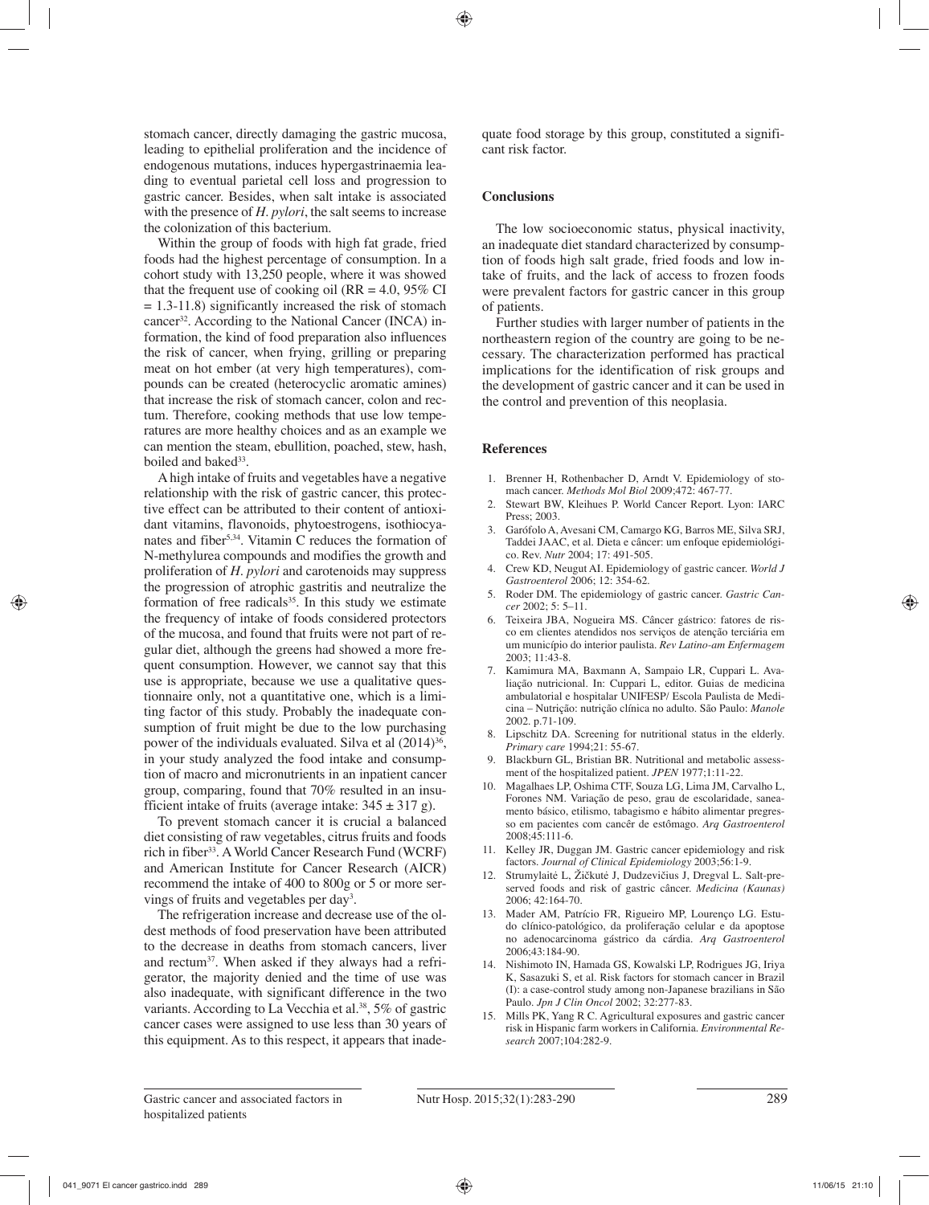stomach cancer, directly damaging the gastric mucosa, leading to epithelial proliferation and the incidence of endogenous mutations, induces hypergastrinaemia leading to eventual parietal cell loss and progression to gastric cancer. Besides, when salt intake is associated with the presence of *H. pylori*, the salt seems to increase the colonization of this bacterium.

Within the group of foods with high fat grade, fried foods had the highest percentage of consumption. In a cohort study with 13,250 people, where it was showed that the frequent use of cooking oil (RR = 4.0, 95% CI = 1.3-11.8) significantly increased the risk of stomach cancer[32]. According to the National Cancer (INCA) information, the kind of food preparation also influences the risk of cancer, when frying, grilling or preparing meat on hot ember (at very high temperatures), compounds can be created (heterocyclic aromatic amines) that increase the risk of stomach cancer, colon and rectum. Therefore, cooking methods that use low temperatures are more healthy choices and as an example we can mention the steam, ebullition, poached, stew, hash, boiled and baked[33].

A high intake of fruits and vegetables have a negative relationship with the risk of gastric cancer, this protective effect can be attributed to their content of antioxidant vitamins, flavonoids, phytoestrogens, isothiocyanates and fiber[5,34]. Vitamin C reduces the formation of N-methylurea compounds and modifies the growth and proliferation of *H. pylori* and carotenoids may suppress the progression of atrophic gastritis and neutralize the formation of free radicals[35]. In this study we estimate the frequency of intake of foods considered protectors of the mucosa, and found that fruits were not part of regular diet, although the greens had showed a more frequent consumption. However, we cannot say that this use is appropriate, because we use a qualitative questionnaire only, not a quantitative one, which is a limiting factor of this study. Probably the inadequate consumption of fruit might be due to the low purchasing power of the individuals evaluated. Silva et al (2014)[36], in your study analyzed the food intake and consumption of macro and micronutrients in an inpatient cancer group, comparing, found that 70% resulted in an insufficient intake of fruits (average intake: 345 ± 317 g).

To prevent stomach cancer it is crucial a balanced diet consisting of raw vegetables, citrus fruits and foods rich in fiber[33]. A World Cancer Research Fund (WCRF) and American Institute for Cancer Research (AICR) recommend the intake of 400 to 800g or 5 or more servings of fruits and vegetables per day[3].

The refrigeration increase and decrease use of the oldest methods of food preservation have been attributed to the decrease in deaths from stomach cancers, liver and rectum[37]. When asked if they always had a refrigerator, the majority denied and the time of use was also inadequate, with significant difference in the two variants. According to La Vecchia et al.[38], 5% of gastric cancer cases were assigned to use less than 30 years of this equipment. As to this respect, it appears that inadequate food storage by this group, constituted a significant risk factor.

## Conclusions

The low socioeconomic status, physical inactivity, an inadequate diet standard characterized by consumption of foods high salt grade, fried foods and low intake of fruits, and the lack of access to frozen foods were prevalent factors for gastric cancer in this group of patients.

Further studies with larger number of patients in the northeastern region of the country are going to be necessary. The characterization performed has practical implications for the identification of risk groups and the development of gastric cancer and it can be used in the control and prevention of this neoplasia.

## References

1. Brenner H, Rothenbacher D, Arndt V. Epidemiology of stomach cancer. *Methods Mol Biol* 2009;472: 467-77.
2. Stewart BW, Kleihues P. World Cancer Report. Lyon: IARC Press; 2003.
3. Garófolo A, Avesani CM, Camargo KG, Barros ME, Silva SRJ, Taddei JAAC, et al. Dieta e câncer: um enfoque epidemiológico. Rev. *Nutr* 2004; 17: 491-505.
4. Crew KD, Neugut AI. Epidemiology of gastric cancer. *World J Gastroenterol* 2006; 12: 354-62.
5. Roder DM. The epidemiology of gastric cancer. *Gastric Cancer* 2002; 5: 5–11.
6. Teixeira JBA, Nogueira MS. Câncer gástrico: fatores de risco em clientes atendidos nos serviços de atenção terciária em um município do interior paulista. *Rev Latino-am Enfermagem* 2003; 11:43-8.
7. Kamimura MA, Baxmann A, Sampaio LR, Cuppari L. Avaliação nutricional. In: Cuppari L, editor. Guias de medicina ambulatorial e hospitalar UNIFESP/ Escola Paulista de Medicina – Nutrição: nutrição clínica no adulto. São Paulo: *Manole* 2002. p.71-109.
8. Lipschitz DA. Screening for nutritional status in the elderly. *Primary care* 1994;21: 55-67.
9. Blackburn GL, Bristian BR. Nutritional and metabolic assessment of the hospitalized patient. *JPEN* 1977;1:11-22.
10. Magalhaes LP, Oshima CTF, Souza LG, Lima JM, Carvalho L, Forones NM. Variação de peso, grau de escolaridade, saneamento básico, etilismo, tabagismo e hábito alimentar pregresso em pacientes com cancêr de estômago. *Arq Gastroenterol* 2008;45:111-6.
11. Kelley JR, Duggan JM. Gastric cancer epidemiology and risk factors. *Journal of Clinical Epidemiology* 2003;56:1-9.
12. Strumylaitė L, Žičkutė J, Dudzevičius J, Dregval L. Salt-preserved foods and risk of gastric câncer. *Medicina (Kaunas)* 2006; 42:164-70.
13. Mader AM, Patrício FR, Rigueiro MP, Lourenço LG. Estudo clínico-patológico, da proliferação celular e da apoptose no adenocarcinoma gástrico da cárdia. *Arq Gastroenterol* 2006;43:184-90.
14. Nishimoto IN, Hamada GS, Kowalski LP, Rodrigues JG, Iriya K, Sasazuki S, et al. Risk factors for stomach cancer in Brazil (I): a case-control study among non-Japanese brazilians in São Paulo. *Jpn J Clin Oncol* 2002; 32:277-83.
15. Mills PK, Yang R C. Agricultural exposures and gastric cancer risk in Hispanic farm workers in California. *Environmental Research* 2007;104:282-9.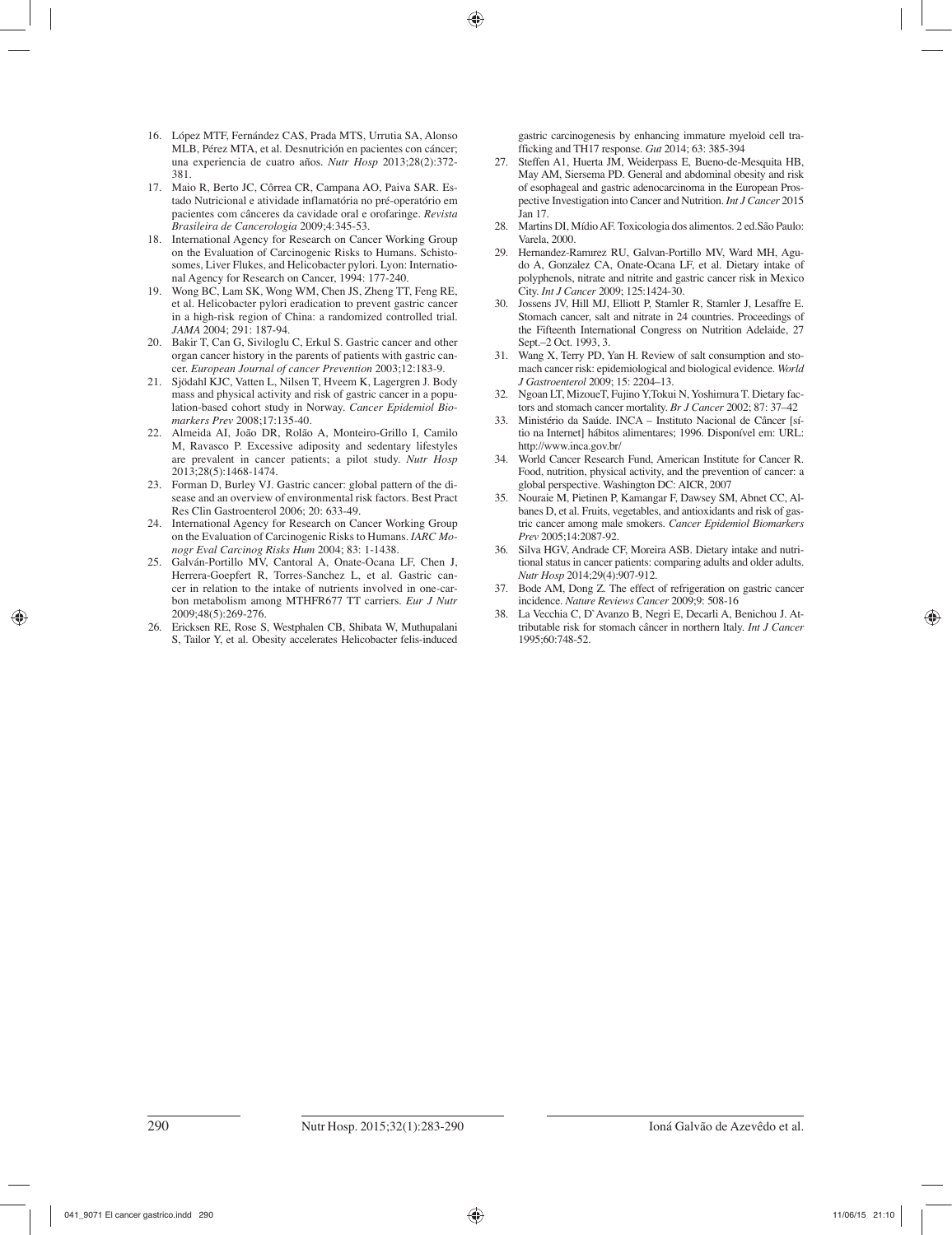16. López MTF, Fernández CAS, Prada MTS, Urrutia SA, Alonso MLB, Pérez MTA, et al. Desnutrición en pacientes con cáncer; una experiencia de cuatro años. *Nutr Hosp* 2013;28(2):372-381.
17. Maio R, Berto JC, Côrrea CR, Campana AO, Paiva SAR. Estado Nutricional e atividade inflamatória no pré-operatório em pacientes com cânceres da cavidade oral e orofaringe. *Revista Brasileira de Cancerologia* 2009;4:345-53.
18. International Agency for Research on Cancer Working Group on the Evaluation of Carcinogenic Risks to Humans. Schistosomes, Liver Flukes, and Helicobacter pylori. Lyon: International Agency for Research on Cancer, 1994: 177-240.
19. Wong BC, Lam SK, Wong WM, Chen JS, Zheng TT, Feng RE, et al. Helicobacter pylori eradication to prevent gastric cancer in a high-risk region of China: a randomized controlled trial. *JAMA* 2004; 291: 187-94.
20. Bakir T, Can G, Siviloglu C, Erkul S. Gastric cancer and other organ cancer history in the parents of patients with gastric cancer. *European Journal of cancer Prevention* 2003;12:183-9.
21. Sjödahl KJC, Vatten L, Nilsen T, Hveem K, Lagergren J. Body mass and physical activity and risk of gastric cancer in a population-based cohort study in Norway. *Cancer Epidemiol Biomarkers Prev* 2008;17:135-40.
22. Almeida AI, João DR, Rolão A, Monteiro-Grillo I, Camilo M, Ravasco P. Excessive adiposity and sedentary lifestyles are prevalent in cancer patients; a pilot study. *Nutr Hosp* 2013;28(5):1468-1474.
23. Forman D, Burley VJ. Gastric cancer: global pattern of the disease and an overview of environmental risk factors. Best Pract Res Clin Gastroenterol 2006; 20: 633-49.
24. International Agency for Research on Cancer Working Group on the Evaluation of Carcinogenic Risks to Humans. *IARC Monogr Eval Carcinog Risks Hum* 2004; 83: 1-1438.
25. Galván-Portillo MV, Cantoral A, Onate-Ocana LF, Chen J, Herrera-Goepfert R, Torres-Sanchez L, et al. Gastric cancer in relation to the intake of nutrients involved in one-carbon metabolism among MTHFR677 TT carriers. *Eur J Nutr* 2009;48(5):269-276.
26. Ericksen RE, Rose S, Westphalen CB, Shibata W, Muthupalani S, Tailor Y, et al. Obesity accelerates Helicobacter felis-induced gastric carcinogenesis by enhancing immature myeloid cell trafficking and TH17 response. *Gut* 2014; 63: 385-394
27. Steffen A1, Huerta JM, Weiderpass E, Bueno-de-Mesquita HB, May AM, Siersema PD. General and abdominal obesity and risk of esophageal and gastric adenocarcinoma in the European Prospective Investigation into Cancer and Nutrition. *Int J Cancer* 2015 Jan 17.
28. Martins DI, Mídio AF. Toxicologia dos alimentos. 2 ed.São Paulo: Varela, 2000.
29. Hernandez-Ramırez RU, Galvan-Portillo MV, Ward MH, Agudo A, Gonzalez CA, Onate-Ocana LF, et al. Dietary intake of polyphenols, nitrate and nitrite and gastric cancer risk in Mexico City. *Int J Cancer* 2009; 125:1424-30.
30. Jossens JV, Hill MJ, Elliott P, Stamler R, Stamler J, Lesaffre E. Stomach cancer, salt and nitrate in 24 countries. Proceedings of the Fifteenth International Congress on Nutrition Adelaide, 27 Sept.–2 Oct. 1993, 3.
31. Wang X, Terry PD, Yan H. Review of salt consumption and stomach cancer risk: epidemiological and biological evidence. *World J Gastroenterol* 2009; 15: 2204–13.
32. Ngoan LT, MizoueT, Fujino Y,Tokui N, Yoshimura T. Dietary factors and stomach cancer mortality. *Br J Cancer* 2002; 87: 37–42
33. Ministério da Saúde. INCA – Instituto Nacional de Câncer [sítio na Internet] hábitos alimentares; 1996. Disponível em: URL: http://www.inca.gov.br/
34. World Cancer Research Fund, American Institute for Cancer R. Food, nutrition, physical activity, and the prevention of cancer: a global perspective. Washington DC: AICR, 2007
35. Nouraie M, Pietinen P, Kamangar F, Dawsey SM, Abnet CC, Albanes D, et al. Fruits, vegetables, and antioxidants and risk of gastric cancer among male smokers. *Cancer Epidemiol Biomarkers Prev* 2005;14:2087-92.
36. Silva HGV, Andrade CF, Moreira ASB. Dietary intake and nutritional status in cancer patients: comparing adults and older adults. *Nutr Hosp* 2014;29(4):907-912.
37. Bode AM, Dong Z. The effect of refrigeration on gastric cancer incidence. *Nature Reviews Cancer* 2009;9: 508-16
38. La Vecchia C, D`Avanzo B, Negri E, Decarli A, Benichou J. Attributable risk for stomach câncer in northern Italy. *Int J Cancer* 1995;60:748-52.